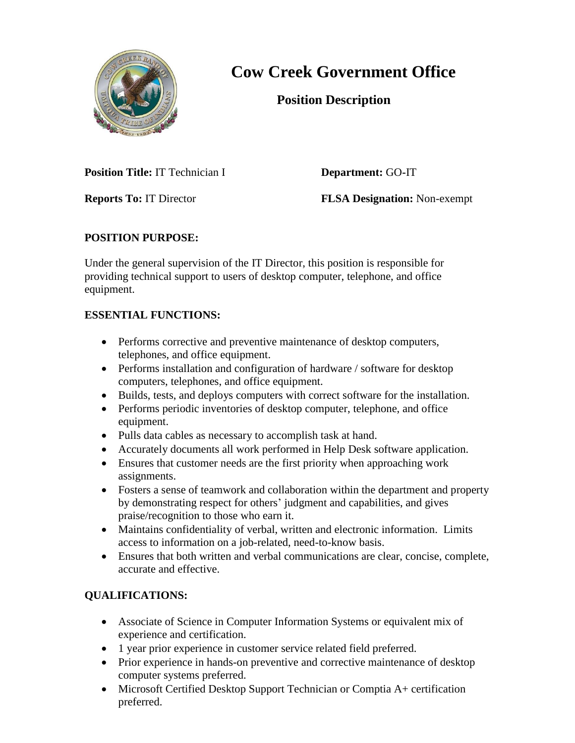# Cow Creek Government Office

## Position Description

**Position Title:** IT Technician I **Department:** GO-IT

**Reports To:** IT Director **FLSA Designation:** Non-exempt

### POSITION PURPOSE:

Under the general supervision of the IT Director, this position is responsible for providing technical support to users of desktop computer, telephone, and office equipment.

### ESSENTIAL FUNCTIONS:

- Performs corrective and preventive maintenance of desktop computers, telephones, and office equipment.
- Performs installation and configuration of hardware / software for desktop computers, telephones, and office equipment.
- Builds, tests, and deploys computers with correct software for the installation.
- Performs periodic inventories of desktop computer, telephone, and office equipment.
- Pulls data cables as necessary to accomplish task at hand.
- Accurately documents all work performed in Help Desk software application.
- Ensures that customer needs are the first priority when approaching work assignments.
- Fosters a sense of teamwork and collaboration within the department and property by demonstrating respect for others' judgment and capabilities, and gives praise/recognition to those who earn it.
- Maintains confidentiality of verbal, written and electronic information. Limits access to information on a job-related, need-to-know basis.
- Ensures that both written and verbal communications are clear, concise, complete, accurate and effective.

### QUALIFICATIONS:

- Associate of Science in Computer Information Systems or equivalent mix of experience and certification.
- 1 year prior experience in customer service related field preferred.
- Prior experience in hands-on preventive and corrective maintenance of desktop computer systems preferred.
- Microsoft Certified Desktop Support Technician or Comptia A+ certification preferred.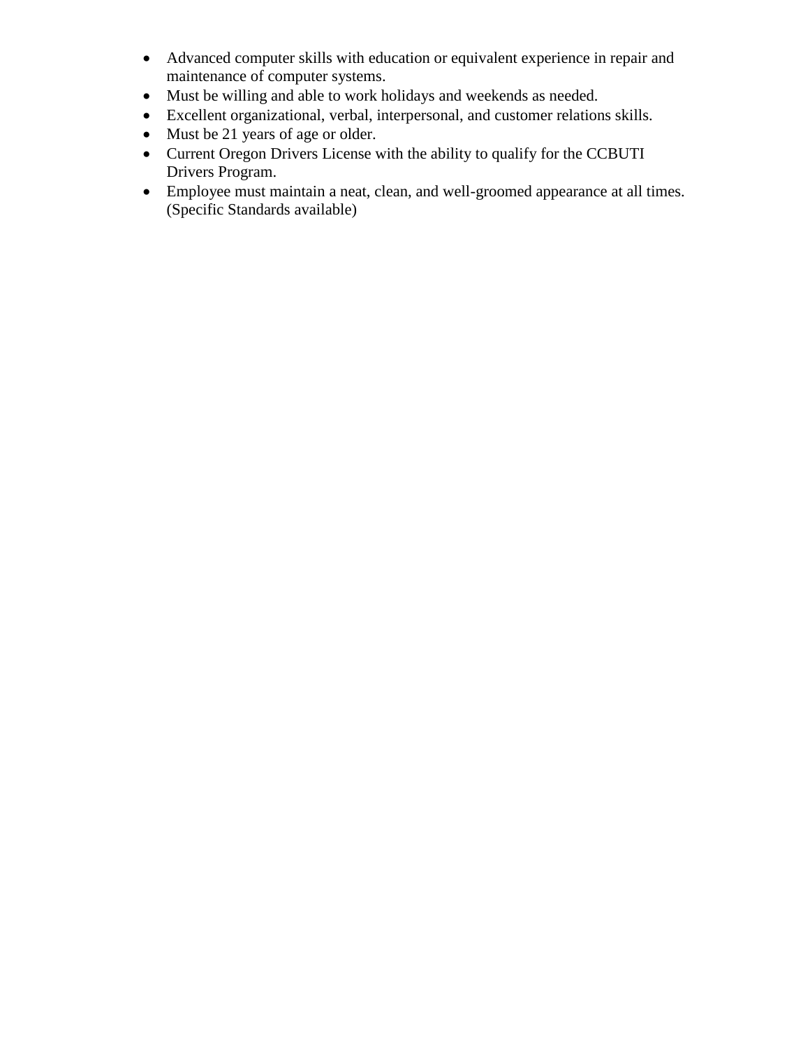- Advanced computer skills with education or equivalent experience in repair and maintenance of computer systems.
- Must be willing and able to work holidays and weekends as needed.
- Excellent organizational, verbal, interpersonal, and customer relations skills.
- Must be 21 years of age or older.
- Current Oregon Drivers License with the ability to qualify for the CCBUTI Drivers Program.
- Employee must maintain a neat, clean, and well-groomed appearance at all times. (Specific Standards available)